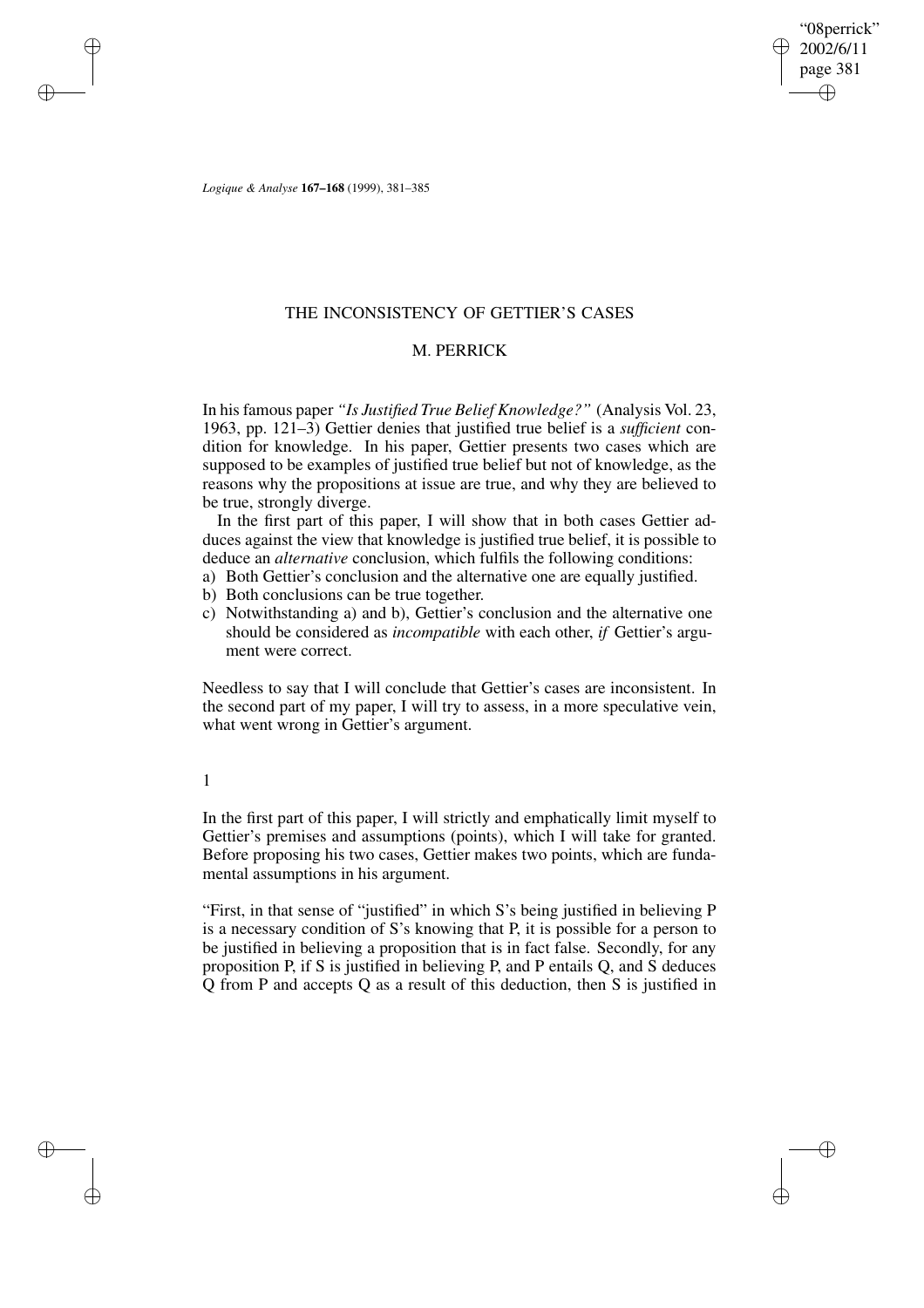# THE INCONSISTENCY OF GETTIER'S CASES

## M. PERRICK

In his famous paper *"Is Justified True Belief Knowledge?"* (Analysis Vol. 23, 1963, pp. 121–3) Gettier denies that justified true belief is a *sufficient* condition for knowledge. In his paper, Gettier presents two cases which are supposed to be examples of justified true belief but not of knowledge, as the reasons why the propositions at issue are true, and why they are believed to be true, strongly diverge.

In the first part of this paper, I will show that in both cases Gettier adduces against the view that knowledge is justified true belief, it is possible to deduce an *alternative* conclusion, which fulfils the following conditions:

a) Both Gettier's conclusion and the alternative one are equally justified.
b) Both conclusions can be true together.
c) Notwithstanding a) and b), Gettier's conclusion and the alternative one should be considered as *incompatible* with each other, *if* Gettier's argument were correct.

Needless to say that I will conclude that Gettier's cases are inconsistent. In the second part of my paper, I will try to assess, in a more speculative vein, what went wrong in Gettier's argument.

## 1

In the first part of this paper, I will strictly and emphatically limit myself to Gettier's premises and assumptions (points), which I will take for granted. Before proposing his two cases, Gettier makes two points, which are fundamental assumptions in his argument.

"First, in that sense of "justified" in which S's being justified in believing P is a necessary condition of S's knowing that P, it is possible for a person to be justified in believing a proposition that is in fact false. Secondly, for any proposition P, if S is justified in believing P, and P entails Q, and S deduces Q from P and accepts Q as a result of this deduction, then S is justified in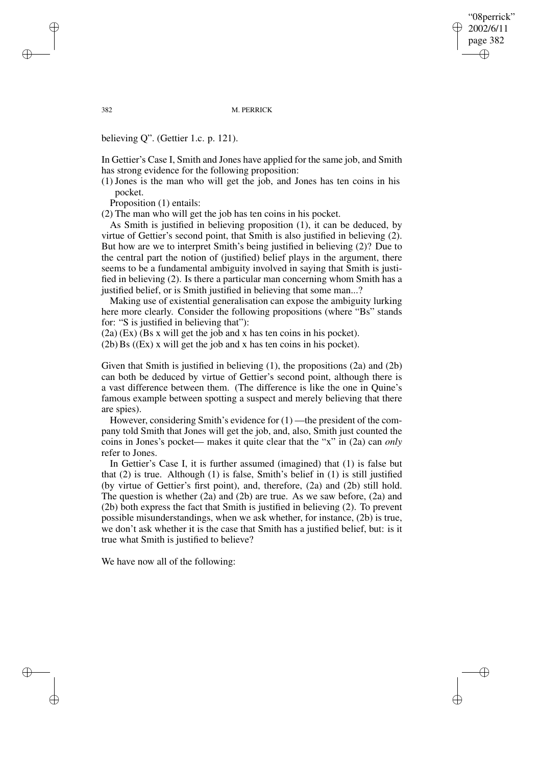believing Q". (Gettier 1.c. p. 121).

In Gettier's Case I, Smith and Jones have applied for the same job, and Smith has strong evidence for the following proposition:

(1) Jones is the man who will get the job, and Jones has ten coins in his pocket.

Proposition (1) entails:

(2) The man who will get the job has ten coins in his pocket.

As Smith is justified in believing proposition (1), it can be deduced, by virtue of Gettier's second point, that Smith is also justified in believing (2). But how are we to interpret Smith's being justified in believing (2)? Due to the central part the notion of (justified) belief plays in the argument, there seems to be a fundamental ambiguity involved in saying that Smith is justified in believing (2). Is there a particular man concerning whom Smith has a justified belief, or is Smith justified in believing that some man...?

Making use of existential generalisation can expose the ambiguity lurking here more clearly. Consider the following propositions (where "Bs" stands for: "S is justified in believing that"):

(2a) (Ex) (Bs x will get the job and x has ten coins in his pocket).

(2b) Bs ((Ex) x will get the job and x has ten coins in his pocket).

Given that Smith is justified in believing (1), the propositions (2a) and (2b) can both be deduced by virtue of Gettier's second point, although there is a vast difference between them. (The difference is like the one in Quine's famous example between spotting a suspect and merely believing that there are spies).

However, considering Smith's evidence for (1) —the president of the company told Smith that Jones will get the job, and, also, Smith just counted the coins in Jones's pocket— makes it quite clear that the "x" in (2a) can *only* refer to Jones.

In Gettier's Case I, it is further assumed (imagined) that (1) is false but that (2) is true. Although (1) is false, Smith's belief in (1) is still justified (by virtue of Gettier's first point), and, therefore, (2a) and (2b) still hold. The question is whether (2a) and (2b) are true. As we saw before, (2a) and (2b) both express the fact that Smith is justified in believing (2). To prevent possible misunderstandings, when we ask whether, for instance, (2b) is true, we don't ask whether it is the case that Smith has a justified belief, but: is it true what Smith is justified to believe?

We have now all of the following: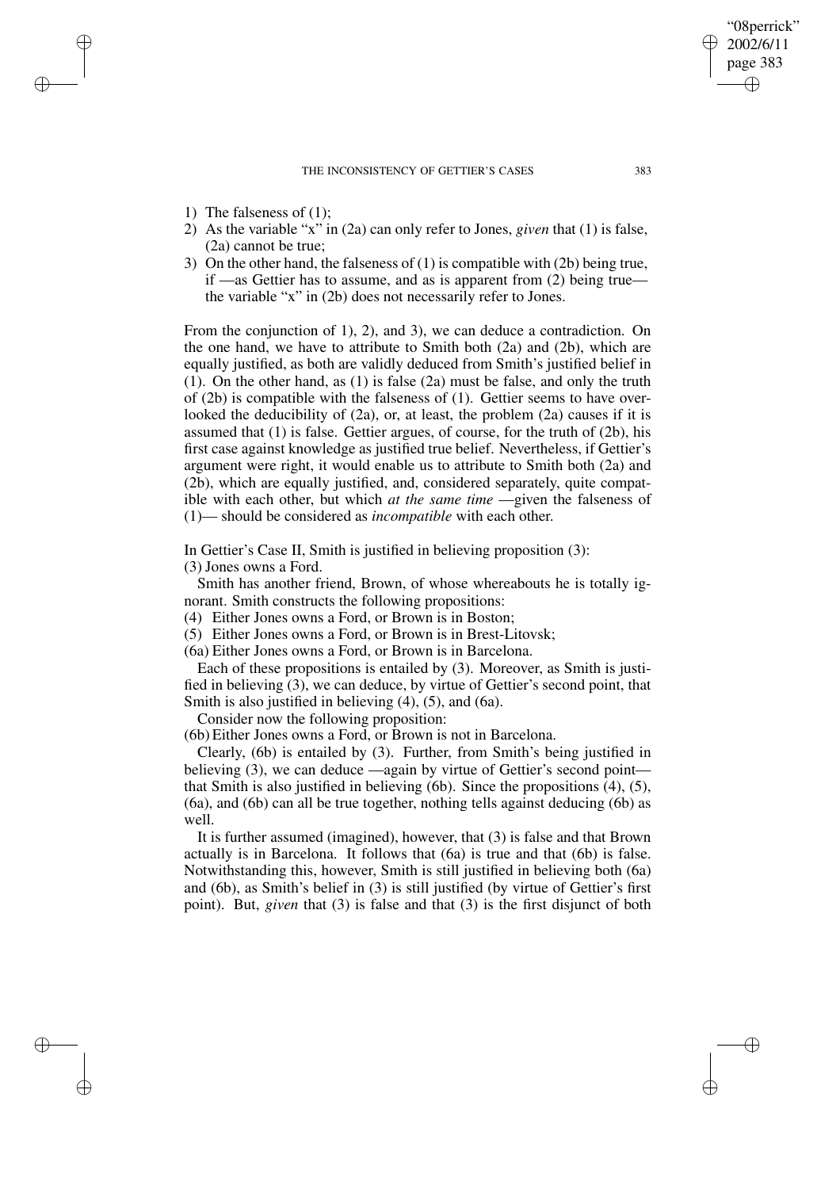1) The falseness of (1);
2) As the variable "x" in (2a) can only refer to Jones, *given* that (1) is false, (2a) cannot be true;
3) On the other hand, the falseness of (1) is compatible with (2b) being true, if —as Gettier has to assume, and as is apparent from (2) being true— the variable "x" in (2b) does not necessarily refer to Jones.

From the conjunction of 1), 2), and 3), we can deduce a contradiction. On the one hand, we have to attribute to Smith both (2a) and (2b), which are equally justified, as both are validly deduced from Smith's justified belief in (1). On the other hand, as (1) is false (2a) must be false, and only the truth of (2b) is compatible with the falseness of (1). Gettier seems to have overlooked the deducibility of (2a), or, at least, the problem (2a) causes if it is assumed that (1) is false. Gettier argues, of course, for the truth of (2b), his first case against knowledge as justified true belief. Nevertheless, if Gettier's argument were right, it would enable us to attribute to Smith both (2a) and (2b), which are equally justified, and, considered separately, quite compatible with each other, but which *at the same time* —given the falseness of (1)— should be considered as *incompatible* with each other.

In Gettier's Case II, Smith is justified in believing proposition (3):

(3) Jones owns a Ford.

Smith has another friend, Brown, of whose whereabouts he is totally ignorant. Smith constructs the following propositions:

(4) Either Jones owns a Ford, or Brown is in Boston;

(5) Either Jones owns a Ford, or Brown is in Brest-Litovsk;

(6a) Either Jones owns a Ford, or Brown is in Barcelona.

Each of these propositions is entailed by (3). Moreover, as Smith is justified in believing (3), we can deduce, by virtue of Gettier's second point, that Smith is also justified in believing (4), (5), and (6a).

Consider now the following proposition:

(6b) Either Jones owns a Ford, or Brown is not in Barcelona.

Clearly, (6b) is entailed by (3). Further, from Smith's being justified in believing (3), we can deduce —again by virtue of Gettier's second point— that Smith is also justified in believing (6b). Since the propositions (4), (5), (6a), and (6b) can all be true together, nothing tells against deducing (6b) as well.

It is further assumed (imagined), however, that (3) is false and that Brown actually is in Barcelona. It follows that (6a) is true and that (6b) is false. Notwithstanding this, however, Smith is still justified in believing both (6a) and (6b), as Smith's belief in (3) is still justified (by virtue of Gettier's first point). But, *given* that (3) is false and that (3) is the first disjunct of both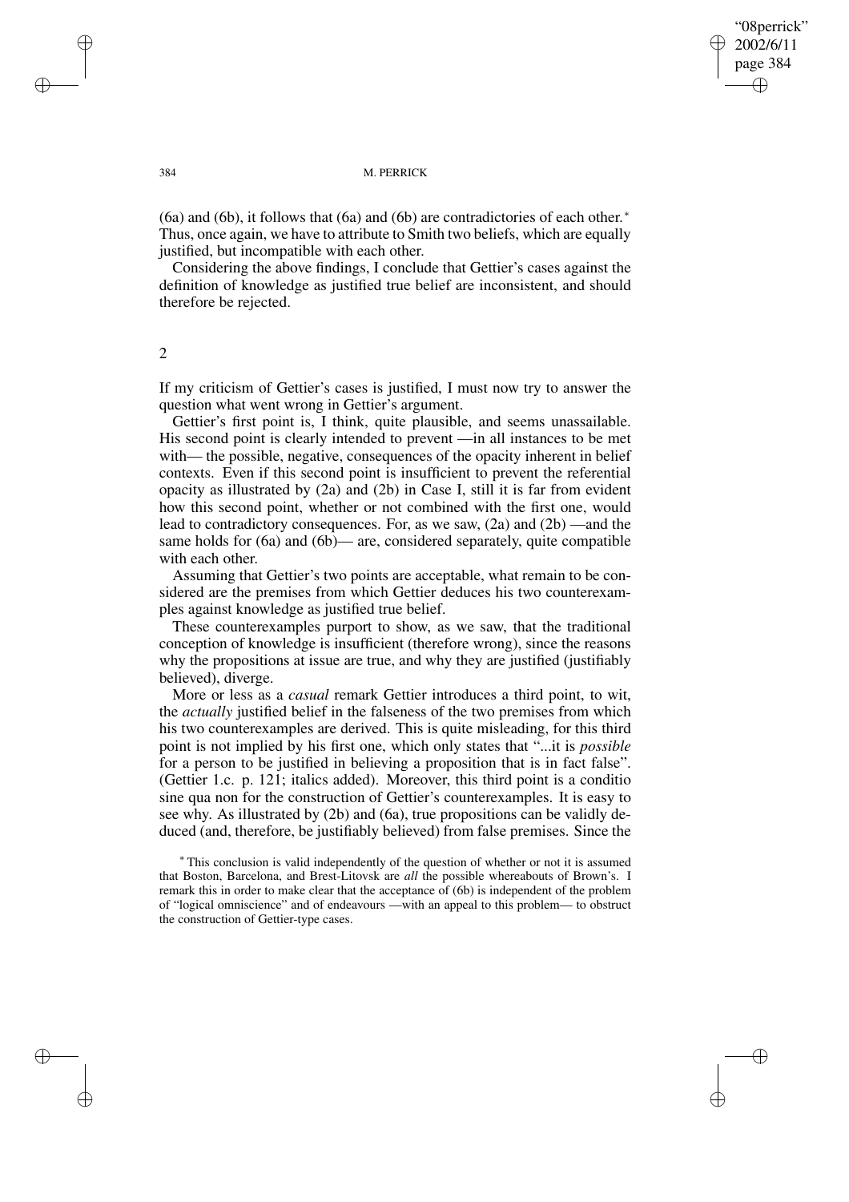(6a) and (6b), it follows that (6a) and (6b) are contradictories of each other.*
Thus, once again, we have to attribute to Smith two beliefs, which are equally justified, but incompatible with each other.

Considering the above findings, I conclude that Gettier's cases against the definition of knowledge as justified true belief are inconsistent, and should therefore be rejected.

## 2

If my criticism of Gettier's cases is justified, I must now try to answer the question what went wrong in Gettier's argument.

Gettier's first point is, I think, quite plausible, and seems unassailable. His second point is clearly intended to prevent —in all instances to be met with— the possible, negative, consequences of the opacity inherent in belief contexts. Even if this second point is insufficient to prevent the referential opacity as illustrated by (2a) and (2b) in Case I, still it is far from evident how this second point, whether or not combined with the first one, would lead to contradictory consequences. For, as we saw, (2a) and (2b) —and the same holds for (6a) and (6b)— are, considered separately, quite compatible with each other.

Assuming that Gettier's two points are acceptable, what remain to be considered are the premises from which Gettier deduces his two counterexamples against knowledge as justified true belief.

These counterexamples purport to show, as we saw, that the traditional conception of knowledge is insufficient (therefore wrong), since the reasons why the propositions at issue are true, and why they are justified (justifiably believed), diverge.

More or less as a *casual* remark Gettier introduces a third point, to wit, the *actually* justified belief in the falseness of the two premises from which his two counterexamples are derived. This is quite misleading, for this third point is not implied by his first one, which only states that "...it is *possible* for a person to be justified in believing a proposition that is in fact false". (Gettier 1.c. p. 121; italics added). Moreover, this third point is a conditio sine qua non for the construction of Gettier's counterexamples. It is easy to see why. As illustrated by (2b) and (6a), true propositions can be validly deduced (and, therefore, be justifiably believed) from false premises. Since the

---

* This conclusion is valid independently of the question of whether or not it is assumed that Boston, Barcelona, and Brest-Litovsk are *all* the possible whereabouts of Brown's. I remark this in order to make clear that the acceptance of (6b) is independent of the problem of "logical omniscience" and of endeavours —with an appeal to this problem— to obstruct the construction of Gettier-type cases.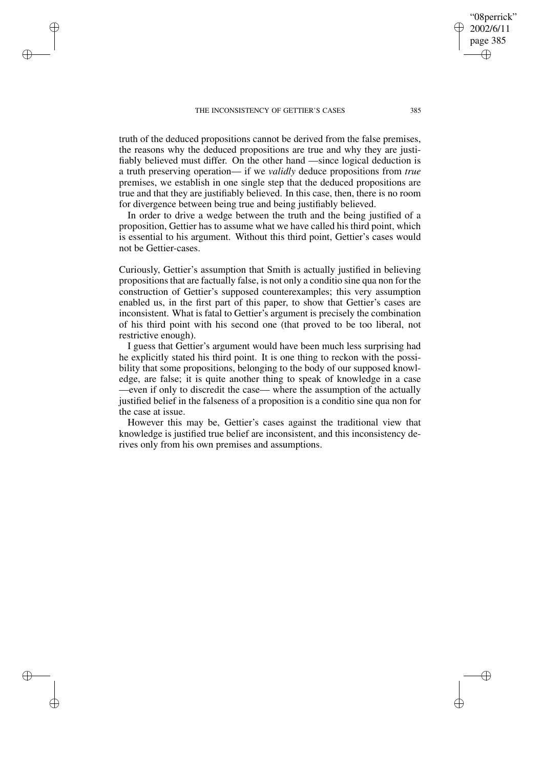truth of the deduced propositions cannot be derived from the false premises, the reasons why the deduced propositions are true and why they are justifiably believed must differ. On the other hand —since logical deduction is a truth preserving operation— if we *validly* deduce propositions from *true* premises, we establish in one single step that the deduced propositions are true and that they are justifiably believed. In this case, then, there is no room for divergence between being true and being justifiably believed.

In order to drive a wedge between the truth and the being justified of a proposition, Gettier has to assume what we have called his third point, which is essential to his argument. Without this third point, Gettier's cases would not be Gettier-cases.

Curiously, Gettier's assumption that Smith is actually justified in believing propositions that are factually false, is not only a conditio sine qua non for the construction of Gettier's supposed counterexamples; this very assumption enabled us, in the first part of this paper, to show that Gettier's cases are inconsistent. What is fatal to Gettier's argument is precisely the combination of his third point with his second one (that proved to be too liberal, not restrictive enough).

I guess that Gettier's argument would have been much less surprising had he explicitly stated his third point. It is one thing to reckon with the possibility that some propositions, belonging to the body of our supposed knowledge, are false; it is quite another thing to speak of knowledge in a case —even if only to discredit the case— where the assumption of the actually justified belief in the falseness of a proposition is a conditio sine qua non for the case at issue.

However this may be, Gettier's cases against the traditional view that knowledge is justified true belief are inconsistent, and this inconsistency derives only from his own premises and assumptions.